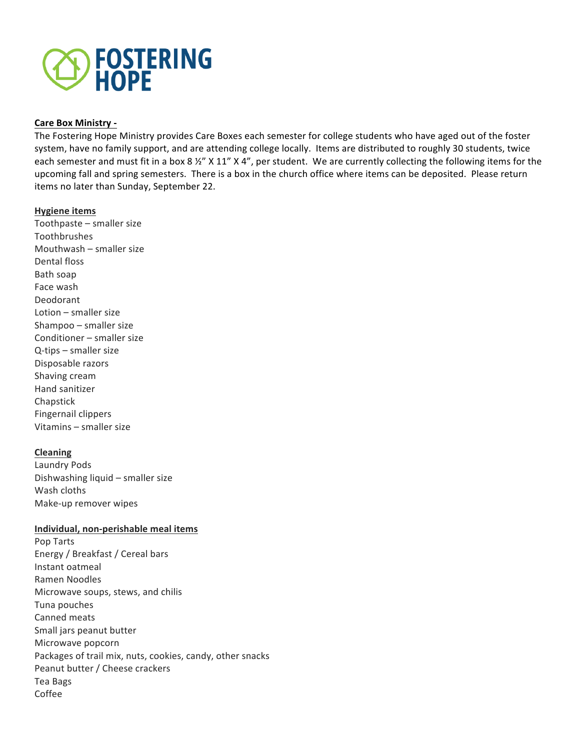# FOSTERING HOPE

**Care Box Ministry -**

The Fostering Hope Ministry provides Care Boxes each semester for college students who have aged out of the foster system, have no family support, and are attending college locally. Items are distributed to roughly 30 students, twice each semester and must fit in a box 8 ½" X 11" X 4", per student. We are currently collecting the following items for the upcoming fall and spring semesters. There is a box in the church office where items can be deposited. Please return items no later than Sunday, September 22.

**Hygiene items**

Toothpaste – smaller size
Toothbrushes
Mouthwash – smaller size
Dental floss
Bath soap
Face wash
Deodorant
Lotion – smaller size
Shampoo – smaller size
Conditioner – smaller size
Q-tips – smaller size
Disposable razors
Shaving cream
Hand sanitizer
Chapstick
Fingernail clippers
Vitamins – smaller size

**Cleaning**

Laundry Pods
Dishwashing liquid – smaller size
Wash cloths
Make-up remover wipes

**Individual, non-perishable meal items**

Pop Tarts
Energy / Breakfast / Cereal bars
Instant oatmeal
Ramen Noodles
Microwave soups, stews, and chilis
Tuna pouches
Canned meats
Small jars peanut butter
Microwave popcorn
Packages of trail mix, nuts, cookies, candy, other snacks
Peanut butter / Cheese crackers
Tea Bags
Coffee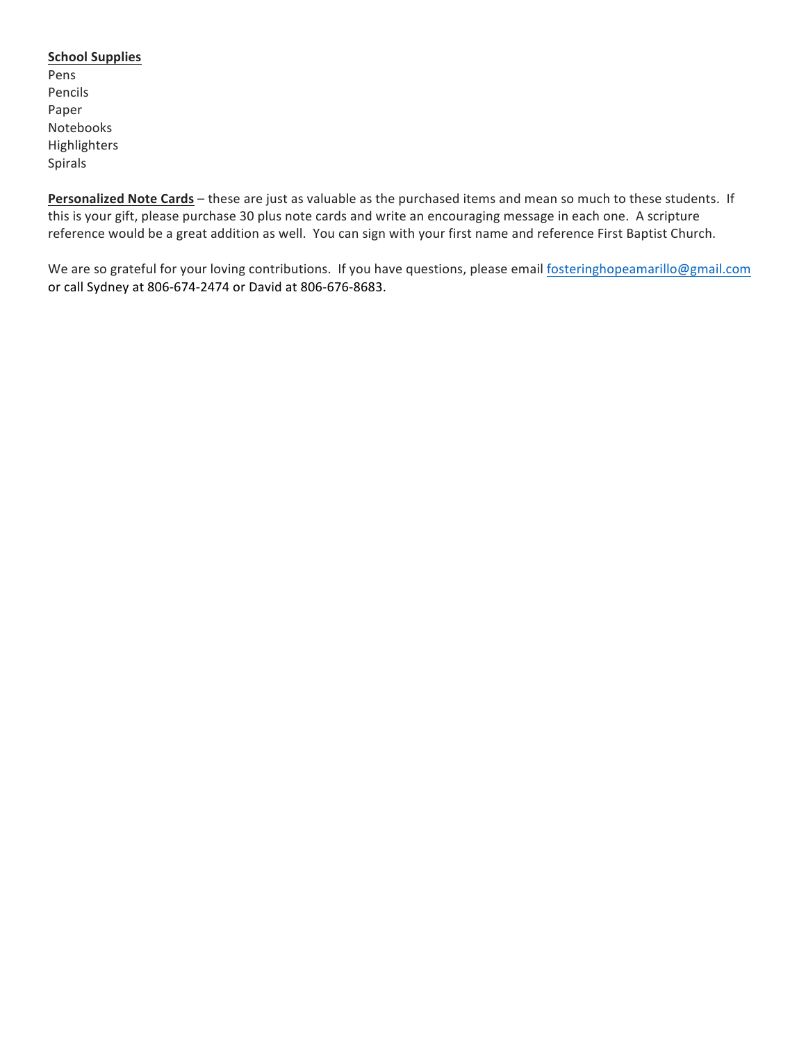**School Supplies**
Pens
Pencils
Paper
Notebooks
Highlighters
Spirals

**Personalized Note Cards** – these are just as valuable as the purchased items and mean so much to these students. If this is your gift, please purchase 30 plus note cards and write an encouraging message in each one. A scripture reference would be a great addition as well. You can sign with your first name and reference First Baptist Church.

We are so grateful for your loving contributions. If you have questions, please email fosteringhopeamarillo@gmail.com or call Sydney at 806-674-2474 or David at 806-676-8683.